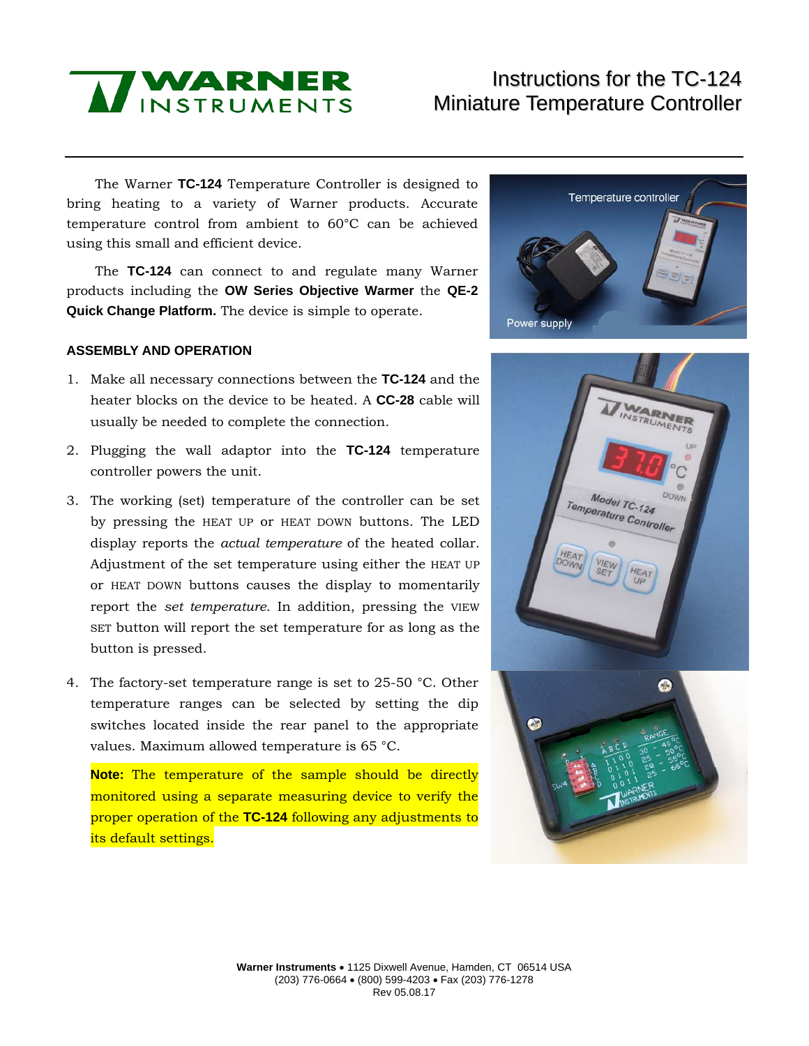# Instructions for the TC-124 Miniature Temperature Controller

The Warner **TC-124** Temperature Controller is designed to bring heating to a variety of Warner products. Accurate temperature control from ambient to 60°C can be achieved using this small and efficient device.

The **TC-124** can connect to and regulate many Warner products including the **OW Series Objective Warmer** the **QE-2 Quick Change Platform.** The device is simple to operate.

## ASSEMBLY AND OPERATION

1. Make all necessary connections between the **TC-124** and the heater blocks on the device to be heated. A **CC-28** cable will usually be needed to complete the connection.
2. Plugging the wall adaptor into the **TC-124** temperature controller powers the unit.
3. The working (set) temperature of the controller can be set by pressing the HEAT UP or HEAT DOWN buttons. The LED display reports the *actual temperature* of the heated collar. Adjustment of the set temperature using either the HEAT UP or HEAT DOWN buttons causes the display to momentarily report the *set temperature*. In addition, pressing the VIEW SET button will report the set temperature for as long as the button is pressed.
4. The factory-set temperature range is set to 25-50 °C. Other temperature ranges can be selected by setting the dip switches located inside the rear panel to the appropriate values. Maximum allowed temperature is 65 °C.

   **Note:** The temperature of the sample should be directly monitored using a separate measuring device to verify the proper operation of the **TC-124** following any adjustments to its default settings.

**Warner Instruments** • 1125 Dixwell Avenue, Hamden, CT 06514 USA
(203) 776-0664 • (800) 599-4203 • Fax (203) 776-1278
Rev 05.08.17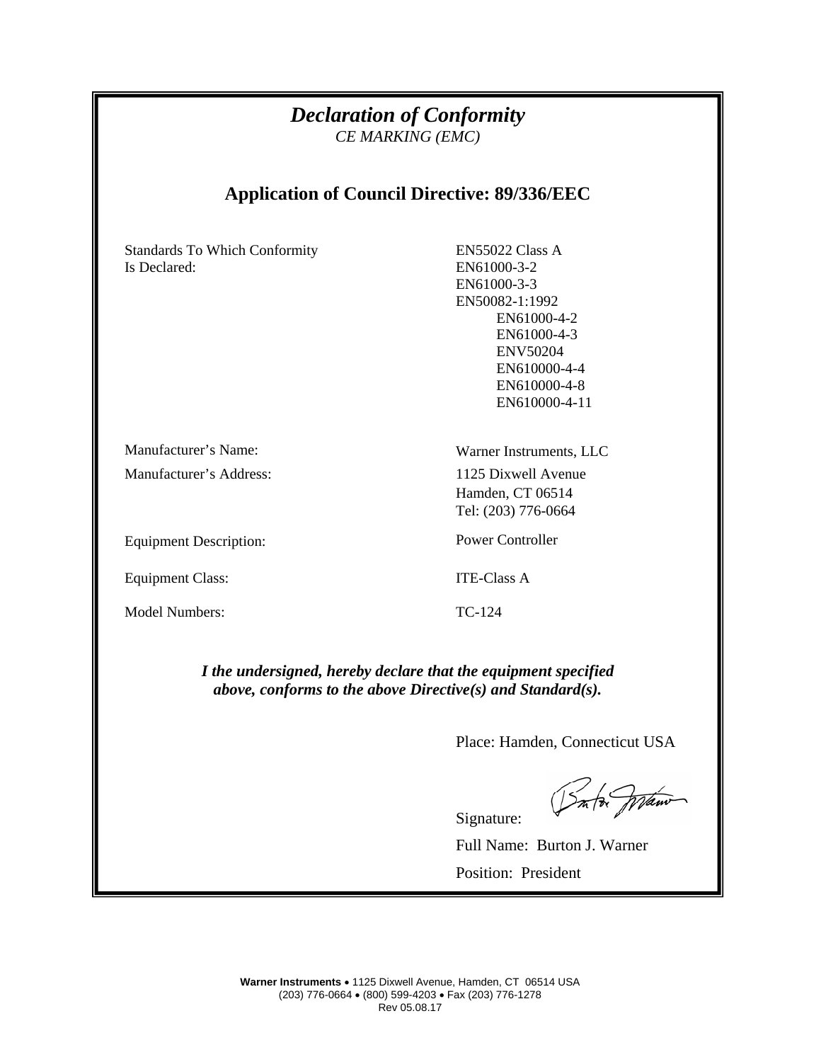# *Declaration of Conformity*

*CE MARKING (EMC)*

## Application of Council Directive: 89/336/EEC

| | |
|---|---|
| Standards To Which Conformity Is Declared: | EN55022 Class A<br>EN61000-3-2<br>EN61000-3-3<br>EN50082-1:1992<br>EN61000-4-2<br>EN61000-4-3<br>ENV50204<br>EN610000-4-4<br>EN610000-4-8<br>EN610000-4-11 |
| Manufacturer's Name: | Warner Instruments, LLC |
| Manufacturer's Address: | 1125 Dixwell Avenue<br>Hamden, CT 06514<br>Tel: (203) 776-0664 |
| Equipment Description: | Power Controller |
| Equipment Class: | ITE-Class A |
| Model Numbers: | TC-124 |

***I the undersigned, hereby declare that the equipment specified above, conforms to the above Directive(s) and Standard(s).***

Place: Hamden, Connecticut USA

Signature:

Full Name: Burton J. Warner

Position: President

**Warner Instruments** • 1125 Dixwell Avenue, Hamden, CT 06514 USA
(203) 776-0664 • (800) 599-4203 • Fax (203) 776-1278
Rev 05.08.17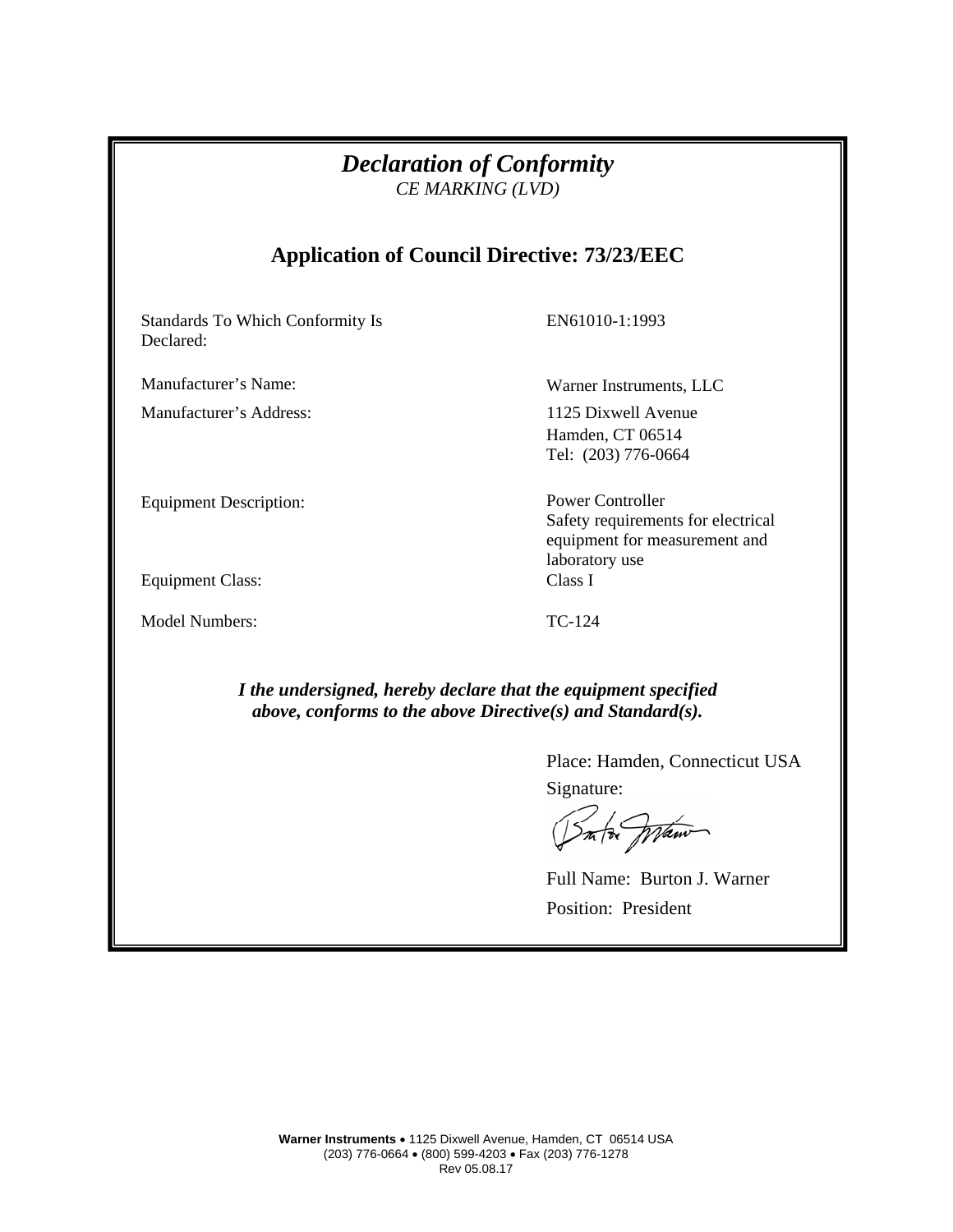# *Declaration of Conformity*

*CE MARKING (LVD)*

## Application of Council Directive: 73/23/EEC

| | |
|---|---|
| Standards To Which Conformity Is Declared: | EN61010-1:1993 |
| Manufacturer's Name: | Warner Instruments, LLC |
| Manufacturer's Address: | 1125 Dixwell Avenue<br>Hamden, CT 06514<br>Tel: (203) 776-0664 |
| Equipment Description: | Power Controller<br>Safety requirements for electrical equipment for measurement and laboratory use |
| Equipment Class: | Class I |
| Model Numbers: | TC-124 |

***I the undersigned, hereby declare that the equipment specified above, conforms to the above Directive(s) and Standard(s).***

Place: Hamden, Connecticut USA

Signature:

Full Name: Burton J. Warner

Position: President

**Warner Instruments** • 1125 Dixwell Avenue, Hamden, CT 06514 USA
(203) 776-0664 • (800) 599-4203 • Fax (203) 776-1278
Rev 05.08.17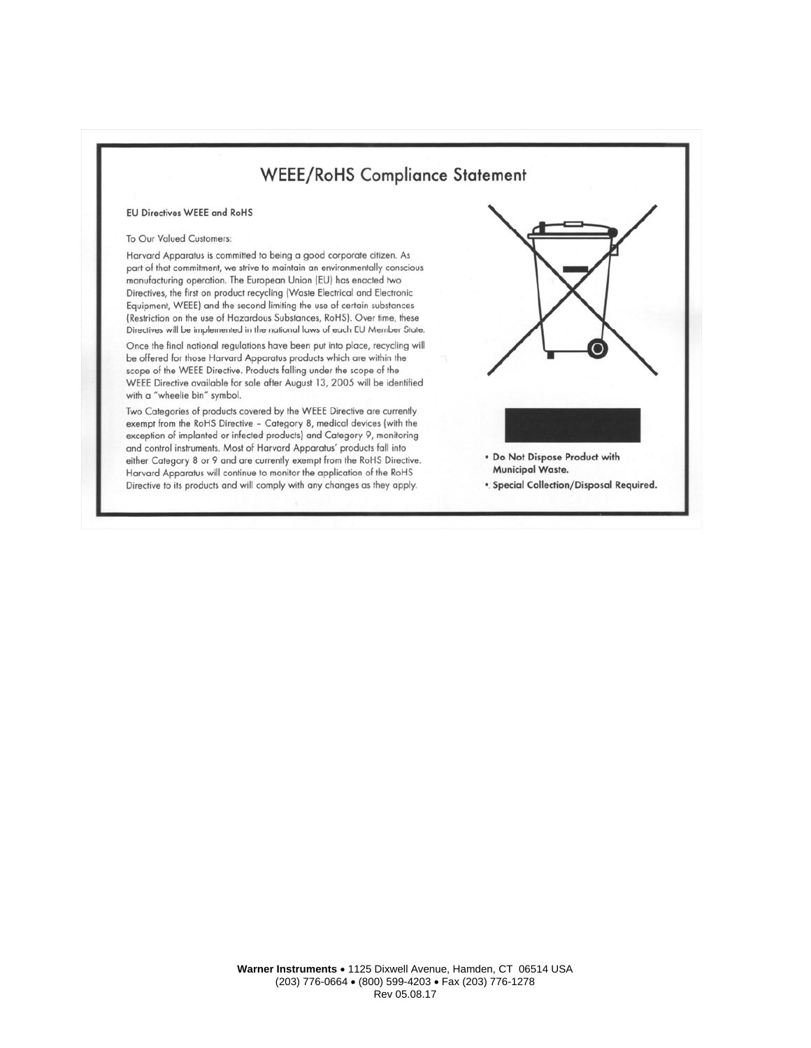# WEEE/RoHS Compliance Statement

**EU Directives WEEE and RoHS**

To Our Valued Customers:

Harvard Apparatus is committed to being a good corporate citizen. As part of that commitment, we strive to maintain an environmentally conscious manufacturing operation. The European Union (EU) has enacted two Directives, the first on product recycling (Waste Electrical and Electronic Equipment, WEEE) and the second limiting the use of certain substances (Restriction on the use of Hazardous Substances, RoHS). Over time, these Directives will be implemented in the national laws of each EU Member State.

Once the final national regulations have been put into place, recycling will be offered for those Harvard Apparatus products which are within the scope of the WEEE Directive. Products falling under the scope of the WEEE Directive available for sale after August 13, 2005 will be identified with a "wheelie bin" symbol.

Two Categories of products covered by the WEEE Directive are currently exempt from the RoHS Directive – Category 8, medical devices (with the exception of implanted or infected products) and Category 9, monitoring and control instruments. Most of Harvard Apparatus' products fall into either Category 8 or 9 and are currently exempt from the RoHS Directive. Harvard Apparatus will continue to monitor the application of the RoHS Directive to its products and will comply with any changes as they apply.

- **Do Not Dispose Product with Municipal Waste.**
- **Special Collection/Disposal Required.**

**Warner Instruments** • 1125 Dixwell Avenue, Hamden, CT 06514 USA
(203) 776-0664 • (800) 599-4203 • Fax (203) 776-1278
Rev 05.08.17